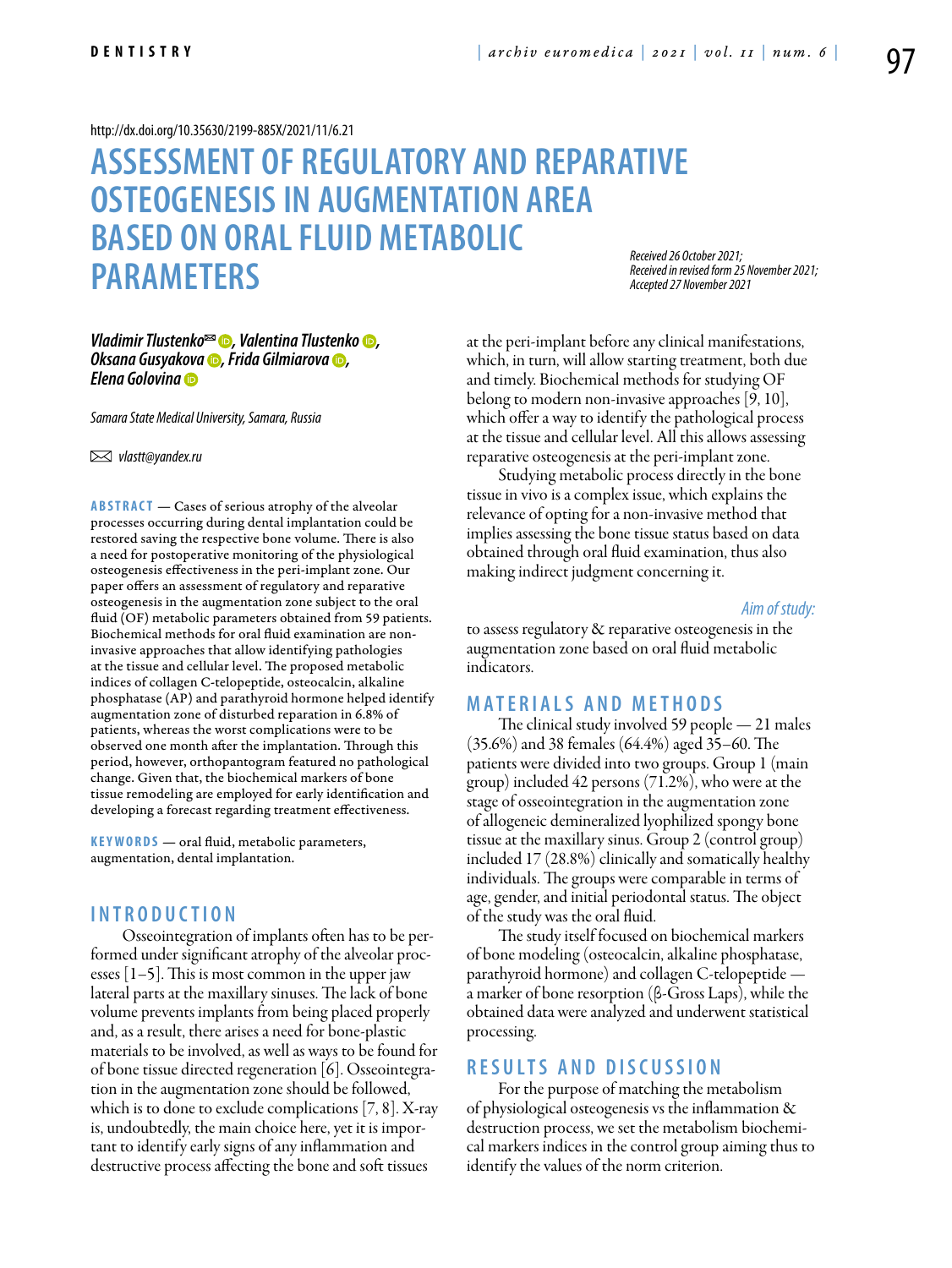http://dx.doi.org/10.35630/2199-885X/2021/11/6.21

# ASSESSMENT OF REGULATORY AND REPARATIVE OSTEOGENESIS IN AUGMENTATION AREA BASED ON ORAL FLUID METABOLIC PARAMETERS

*Received 26 October 2021; Received in revised form 25 November 2021; Accepted 27 November 2021*

***Vladimir Tlustenko✉, Valentina Tlustenko, Oksana Gusyakova, Frida Gilmiarova, Elena Golovina***

*Samara State Medical University, Samara, Russia*

✉ *vlastt@yandex.ru*

**ABSTRACT** — Cases of serious atrophy of the alveolar processes occurring during dental implantation could be restored saving the respective bone volume. There is also a need for postoperative monitoring of the physiological osteogenesis effectiveness in the peri-implant zone. Our paper offers an assessment of regulatory and reparative osteogenesis in the augmentation zone subject to the oral fluid (OF) metabolic parameters obtained from 59 patients. Biochemical methods for oral fluid examination are non-invasive approaches that allow identifying pathologies at the tissue and cellular level. The proposed metabolic indices of collagen C-telopeptide, osteocalcin, alkaline phosphatase (AP) and parathyroid hormone helped identify augmentation zone of disturbed reparation in 6.8% of patients, whereas the worst complications were to be observed one month after the implantation. Through this period, however, orthopantogram featured no pathological change. Given that, the biochemical markers of bone tissue remodeling are employed for early identification and developing a forecast regarding treatment effectiveness.

**KEYWORDS** — oral fluid, metabolic parameters, augmentation, dental implantation.

## INTRODUCTION

Osseointegration of implants often has to be performed under significant atrophy of the alveolar processes [1–5]. This is most common in the upper jaw lateral parts at the maxillary sinuses. The lack of bone volume prevents implants from being placed properly and, as a result, there arises a need for bone-plastic materials to be involved, as well as ways to be found for of bone tissue directed regeneration [6]. Osseointegration in the augmentation zone should be followed, which is to done to exclude complications [7, 8]. X-ray is, undoubtedly, the main choice here, yet it is important to identify early signs of any inflammation and destructive process affecting the bone and soft tissues at the peri-implant before any clinical manifestations, which, in turn, will allow starting treatment, both due and timely. Biochemical methods for studying OF belong to modern non-invasive approaches [9, 10], which offer a way to identify the pathological process at the tissue and cellular level. All this allows assessing reparative osteogenesis at the peri-implant zone.

Studying metabolic process directly in the bone tissue in vivo is a complex issue, which explains the relevance of opting for a non-invasive method that implies assessing the bone tissue status based on data obtained through oral fluid examination, thus also making indirect judgment concerning it.

*Aim of study:*

to assess regulatory & reparative osteogenesis in the augmentation zone based on oral fluid metabolic indicators.

## MATERIALS AND METHODS

The clinical study involved 59 people — 21 males (35.6%) and 38 females (64.4%) aged 35–60. The patients were divided into two groups. Group 1 (main group) included 42 persons (71.2%), who were at the stage of osseointegration in the augmentation zone of allogeneic demineralized lyophilized spongy bone tissue at the maxillary sinus. Group 2 (control group) included 17 (28.8%) clinically and somatically healthy individuals. The groups were comparable in terms of age, gender, and initial periodontal status. The object of the study was the oral fluid.

The study itself focused on biochemical markers of bone modeling (osteocalcin, alkaline phosphatase, parathyroid hormone) and collagen C-telopeptide — a marker of bone resorption (β-Gross Laps), while the obtained data were analyzed and underwent statistical processing.

## RESULTS AND DISCUSSION

For the purpose of matching the metabolism of physiological osteogenesis vs the inflammation & destruction process, we set the metabolism biochemical markers indices in the control group aiming thus to identify the values of the norm criterion.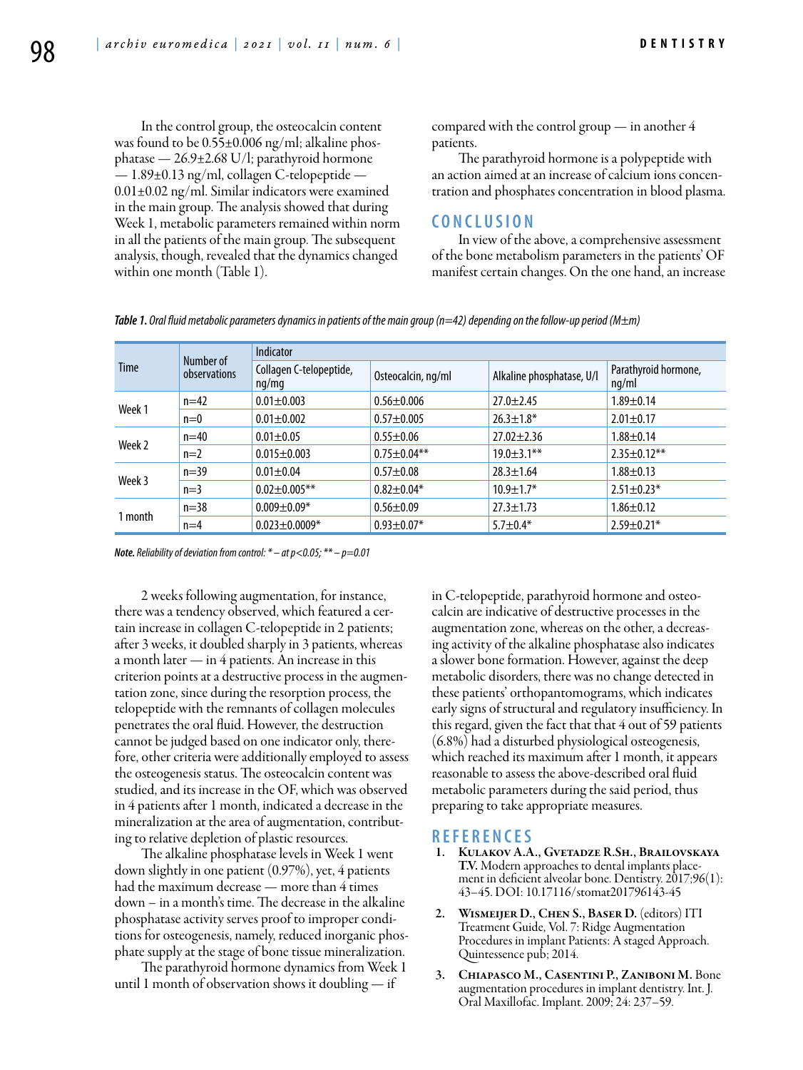In the control group, the osteocalcin content was found to be 0.55±0.006 ng/ml; alkaline phosphatase — 26.9±2.68 U/l; parathyroid hormone — 1.89±0.13 ng/ml, collagen C-telopeptide — 0.01±0.02 ng/ml. Similar indicators were examined in the main group. The analysis showed that during Week 1, metabolic parameters remained within norm in all the patients of the main group. The subsequent analysis, though, revealed that the dynamics changed within one month (Table 1).

*Table 1. Oral fluid metabolic parameters dynamics in patients of the main group (n=42) depending on the follow-up period (M±m)*

| Time | Number of observations | Indicator | | | |
|---|---|---|---|---|---|
| | | Collagen C-telopeptide, ng/mg | Osteocalcin, ng/ml | Alkaline phosphatase, U/l | Parathyroid hormone, ng/ml |
| Week 1 | n=42 | 0.01±0.003 | 0.56±0.006 | 27.0±2.45 | 1.89±0.14 |
| | n=0 | 0.01±0.002 | 0.57±0.005 | 26.3±1.8* | 2.01±0.17 |
| Week 2 | n=40 | 0.01±0.05 | 0.55±0.06 | 27.02±2.36 | 1.88±0.14 |
| | n=2 | 0.015±0.003 | 0.75±0.04** | 19.0±3.1** | 2.35±0.12** |
| Week 3 | n=39 | 0.01±0.04 | 0.57±0.08 | 28.3±1.64 | 1.88±0.13 |
| | n=3 | 0.02±0.005** | 0.82±0.04* | 10.9±1.7* | 2.51±0.23* |
| 1 month | n=38 | 0.009±0.09* | 0.56±0.09 | 27.3±1.73 | 1.86±0.12 |
| | n=4 | 0.023±0.0009* | 0.93±0.07* | 5.7±0.4* | 2.59±0.21* |

***Note.** Reliability of deviation from control: * – at p<0.05; ** – p=0.01*

2 weeks following augmentation, for instance, there was a tendency observed, which featured a certain increase in collagen C-telopeptide in 2 patients; after 3 weeks, it doubled sharply in 3 patients, whereas a month later — in 4 patients. An increase in this criterion points at a destructive process in the augmentation zone, since during the resorption process, the telopeptide with the remnants of collagen molecules penetrates the oral fluid. However, the destruction cannot be judged based on one indicator only, therefore, other criteria were additionally employed to assess the osteogenesis status. The osteocalcin content was studied, and its increase in the OF, which was observed in 4 patients after 1 month, indicated a decrease in the mineralization at the area of augmentation, contributing to relative depletion of plastic resources.

The alkaline phosphatase levels in Week 1 went down slightly in one patient (0.97%), yet, 4 patients had the maximum decrease — more than 4 times down – in a month's time. The decrease in the alkaline phosphatase activity serves proof to improper conditions for osteogenesis, namely, reduced inorganic phosphate supply at the stage of bone tissue mineralization.

The parathyroid hormone dynamics from Week 1 until 1 month of observation shows it doubling — if compared with the control group — in another 4 patients.

The parathyroid hormone is a polypeptide with an action aimed at an increase of calcium ions concentration and phosphates concentration in blood plasma.

## CONCLUSION

In view of the above, a comprehensive assessment of the bone metabolism parameters in the patients' OF manifest certain changes. On the one hand, an increase in C-telopeptide, parathyroid hormone and osteocalcin are indicative of destructive processes in the augmentation zone, whereas on the other, a decreasing activity of the alkaline phosphatase also indicates a slower bone formation. However, against the deep metabolic disorders, there was no change detected in these patients' orthopantomograms, which indicates early signs of structural and regulatory insufficiency. In this regard, given the fact that that 4 out of 59 patients (6.8%) had a disturbed physiological osteogenesis, which reached its maximum after 1 month, it appears reasonable to assess the above-described oral fluid metabolic parameters during the said period, thus preparing to take appropriate measures.

## REFERENCES

1. **Kulakov A.A., Gvetadze R.Sh., Brailovskaya T.V.** Modern approaches to dental implants placement in deficient alveolar bone. Dentistry. 2017;96(1): 43–45. DOI: 10.17116/stomat201796143-45
2. **Wismeijer D., Chen S., Baser D.** (editors) ITI Treatment Guide, Vol. 7: Ridge Augmentation Procedures in implant Patients: A staged Approach. Quintessence pub; 2014.
3. **Chiapasco M., Casentini P., Zaniboni M.** Bone augmentation procedures in implant dentistry. Int. J. Oral Maxillofac. Implant. 2009; 24: 237–59.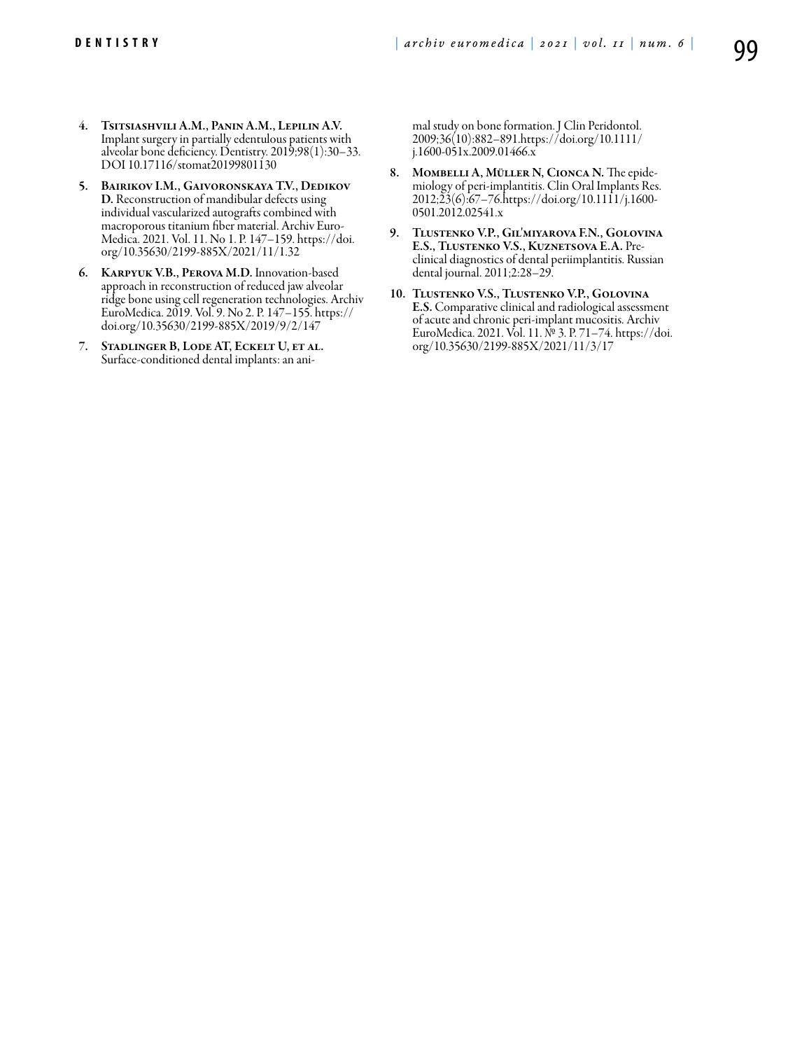4. **Tsitsiashvili A.M., Panin A.M., Lepilin A.V.** Implant surgery in partially edentulous patients with alveolar bone deficiency. Dentistry. 2019;98(1):30–33. DOI 10.17116/stomat20199801130

5. **Bairikov I.M., Gaivoronskaya T.V., Dedikov D.** Reconstruction of mandibular defects using individual vascularized autografts combined with macroporous titanium fiber material. Archiv EuroMedica. 2021. Vol. 11. No 1. P. 147–159. https://doi.org/10.35630/2199-885X/2021/11/1.32

6. **Karpyuk V.B., Perova M.D.** Innovation-based approach in reconstruction of reduced jaw alveolar ridge bone using cell regeneration technologies. Archiv EuroMedica. 2019. Vol. 9. No 2. P. 147–155. https://doi.org/10.35630/2199-885X/2019/9/2/147

7. **Stadlinger B, Lode AT, Eckelt U, et al.** Surface-conditioned dental implants: an animal study on bone formation. J Clin Peridontol. 2009;36(10):882–891.https://doi.org/10.1111/j.1600-051x.2009.01466.x

8. **Mombelli A, Müller N, Cionca N.** The epidemiology of peri-implantitis. Clin Oral Implants Res. 2012;23(6):67–76.https://doi.org/10.1111/j.1600-0501.2012.02541.x

9. **Tlustenko V.P., Gil'miyarova F.N., Golovina E.S., Tlustenko V.S., Kuznetsova E.A.** Preclinical diagnostics of dental periimplantitis. Russian dental journal. 2011;2:28–29.

10. **Tlustenko V.S., Tlustenko V.P., Golovina E.S.** Comparative clinical and radiological assessment of acute and chronic peri-implant mucositis. Archiv EuroMedica. 2021. Vol. 11. № 3. P. 71–74. https://doi.org/10.35630/2199-885X/2021/11/3/17